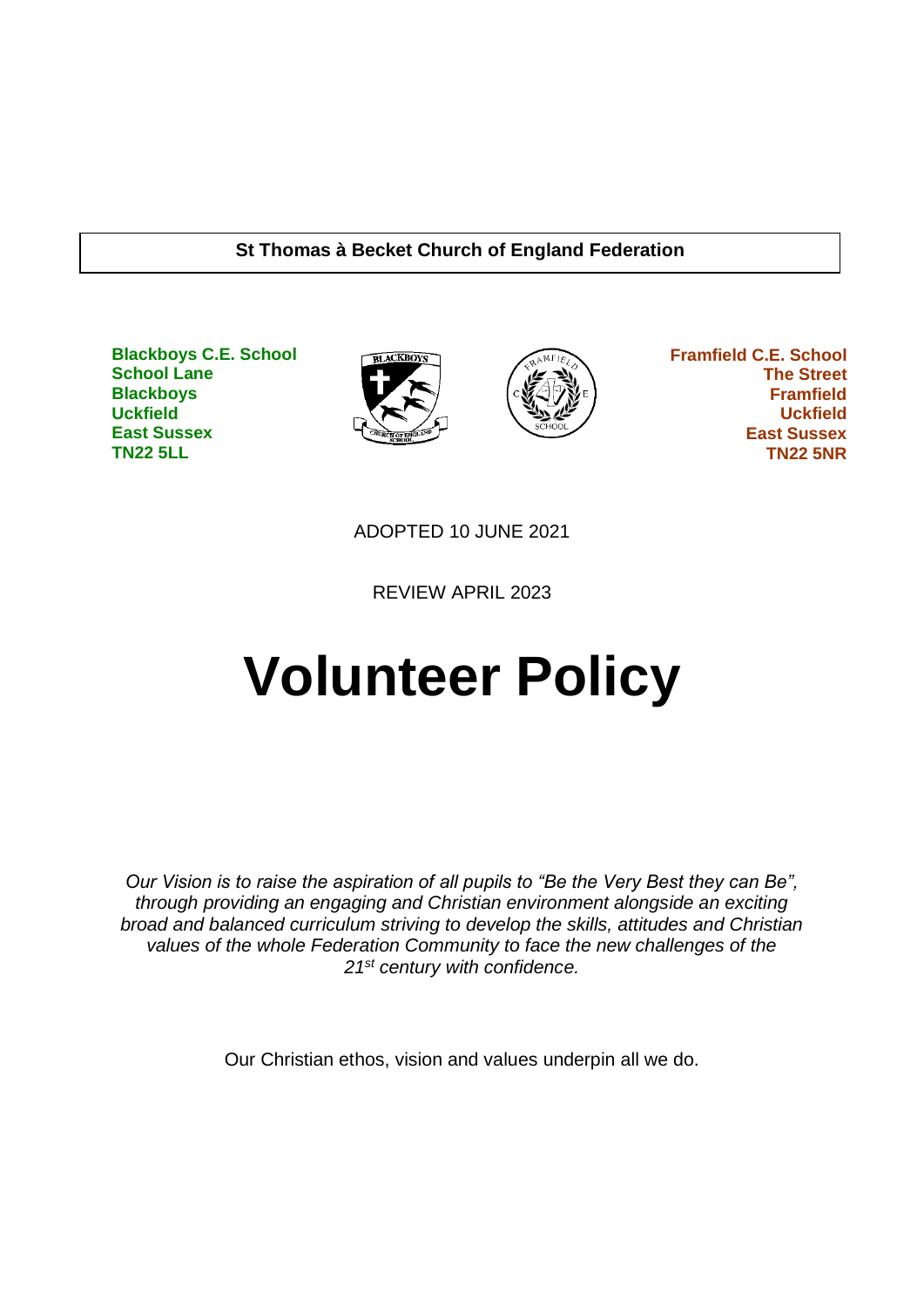**St Thomas à Becket Church of England Federation**

**Blackboys C.E. School**
**School Lane**
**Blackboys**
**Uckfield**
**East Sussex**
**TN22 5LL**

**Framfield C.E. School**
**The Street**
**Framfield**
**Uckfield**
**East Sussex**
**TN22 5NR**

ADOPTED 10 JUNE 2021

REVIEW APRIL 2023

# Volunteer Policy

*Our Vision is to raise the aspiration of all pupils to "Be the Very Best they can Be", through providing an engaging and Christian environment alongside an exciting broad and balanced curriculum striving to develop the skills, attitudes and Christian values of the whole Federation Community to face the new challenges of the 21st century with confidence.*

Our Christian ethos, vision and values underpin all we do.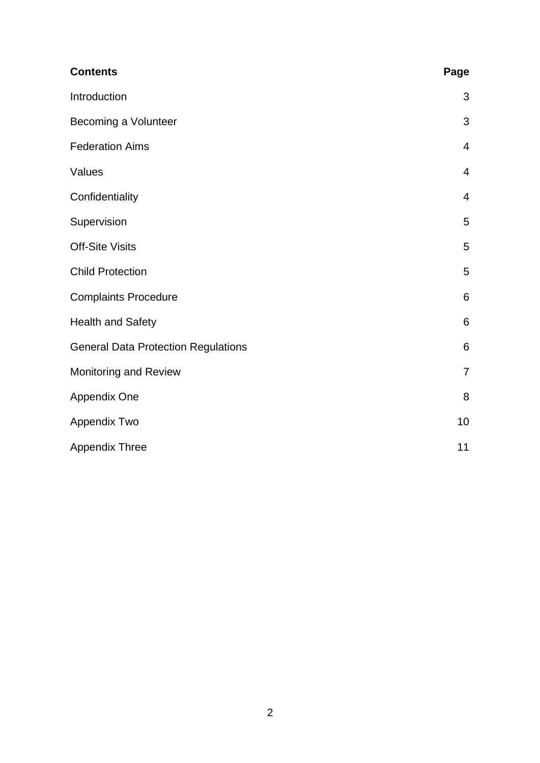| **Contents** | **Page** |
|---|---|
| Introduction | 3 |
| Becoming a Volunteer | 3 |
| Federation Aims | 4 |
| Values | 4 |
| Confidentiality | 4 |
| Supervision | 5 |
| Off-Site Visits | 5 |
| Child Protection | 5 |
| Complaints Procedure | 6 |
| Health and Safety | 6 |
| General Data Protection Regulations | 6 |
| Monitoring and Review | 7 |
| Appendix One | 8 |
| Appendix Two | 10 |
| Appendix Three | 11 |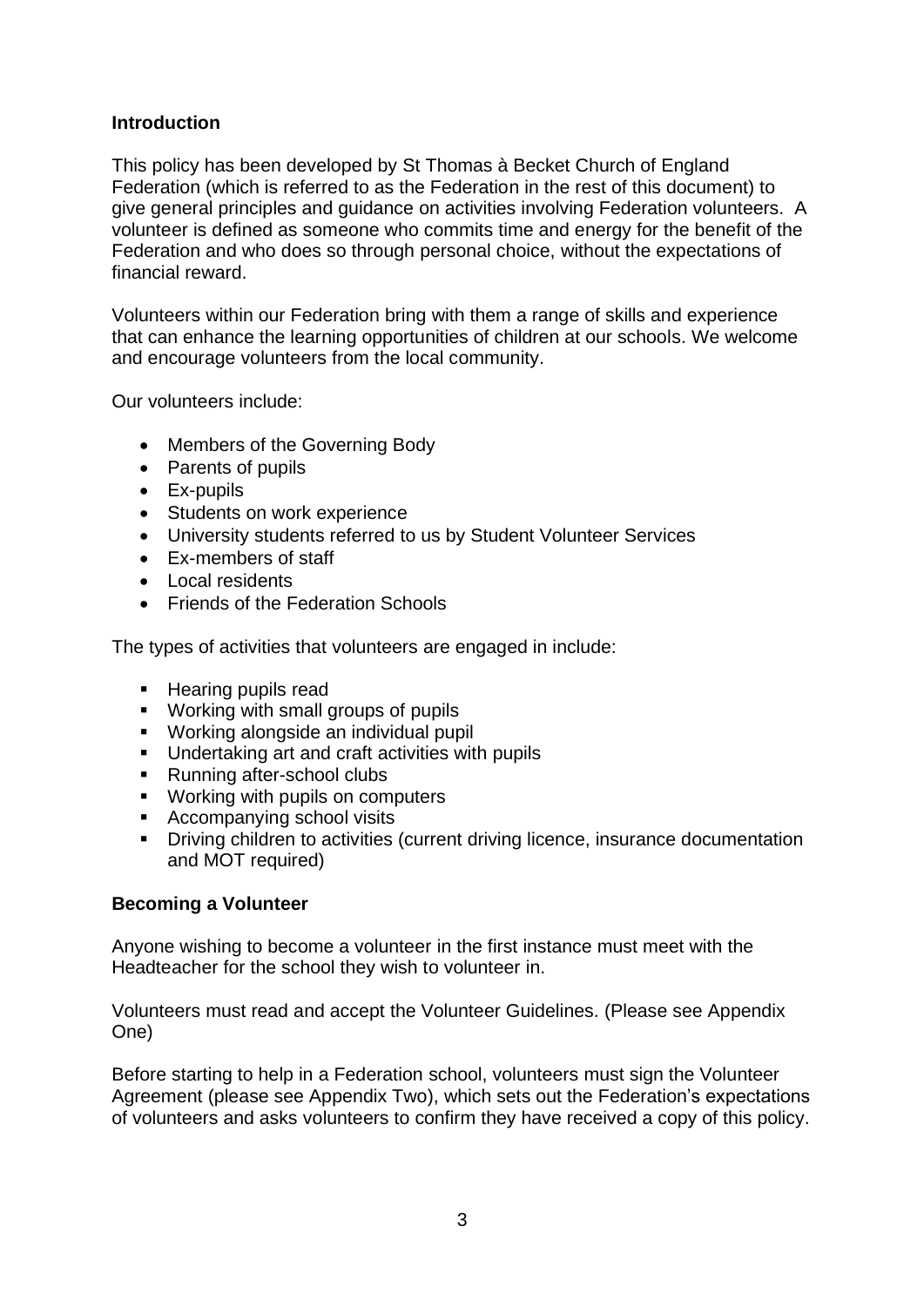**Introduction**

This policy has been developed by St Thomas à Becket Church of England Federation (which is referred to as the Federation in the rest of this document) to give general principles and guidance on activities involving Federation volunteers. A volunteer is defined as someone who commits time and energy for the benefit of the Federation and who does so through personal choice, without the expectations of financial reward.

Volunteers within our Federation bring with them a range of skills and experience that can enhance the learning opportunities of children at our schools. We welcome and encourage volunteers from the local community.

Our volunteers include:

- Members of the Governing Body
- Parents of pupils
- Ex-pupils
- Students on work experience
- University students referred to us by Student Volunteer Services
- Ex-members of staff
- Local residents
- Friends of the Federation Schools

The types of activities that volunteers are engaged in include:

- Hearing pupils read
- Working with small groups of pupils
- Working alongside an individual pupil
- Undertaking art and craft activities with pupils
- Running after-school clubs
- Working with pupils on computers
- Accompanying school visits
- Driving children to activities (current driving licence, insurance documentation and MOT required)

**Becoming a Volunteer**

Anyone wishing to become a volunteer in the first instance must meet with the Headteacher for the school they wish to volunteer in.

Volunteers must read and accept the Volunteer Guidelines. (Please see Appendix One)

Before starting to help in a Federation school, volunteers must sign the Volunteer Agreement (please see Appendix Two), which sets out the Federation's expectations of volunteers and asks volunteers to confirm they have received a copy of this policy.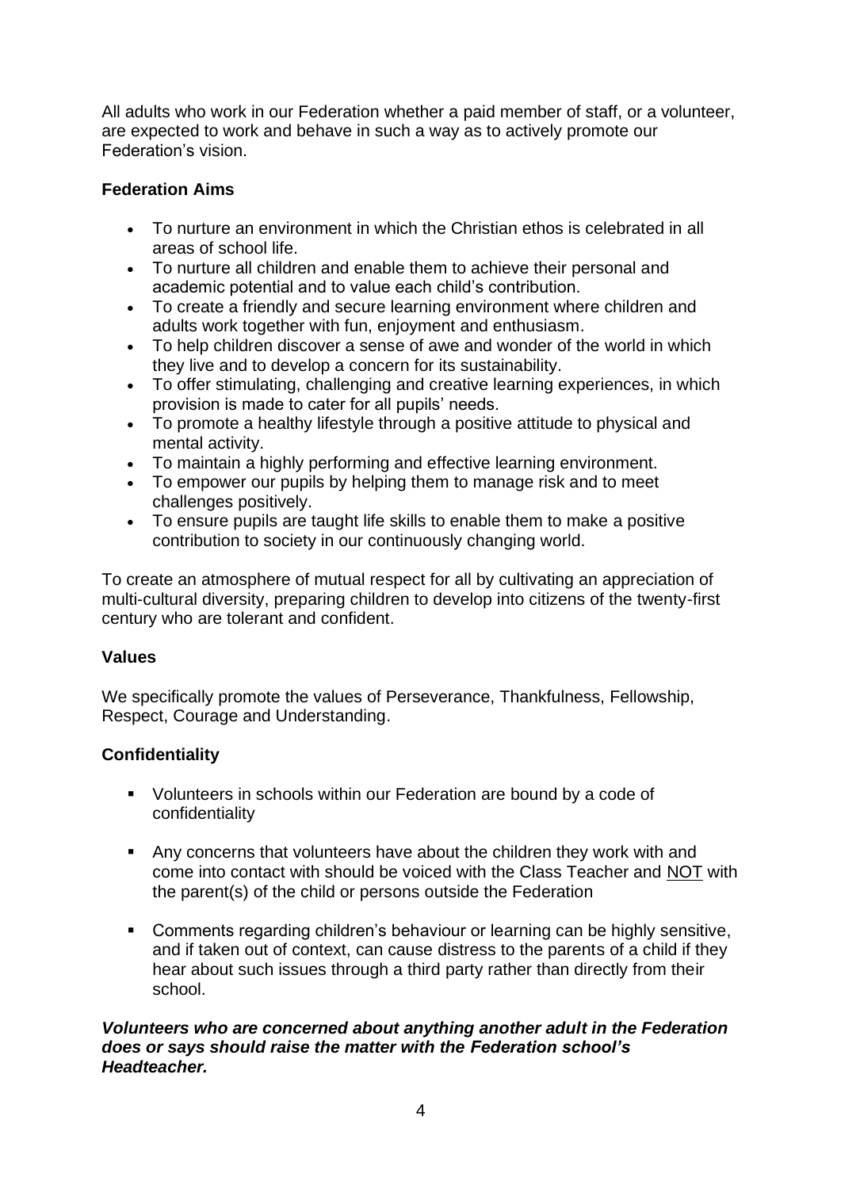All adults who work in our Federation whether a paid member of staff, or a volunteer, are expected to work and behave in such a way as to actively promote our Federation's vision.

**Federation Aims**

- To nurture an environment in which the Christian ethos is celebrated in all areas of school life.
- To nurture all children and enable them to achieve their personal and academic potential and to value each child's contribution.
- To create a friendly and secure learning environment where children and adults work together with fun, enjoyment and enthusiasm.
- To help children discover a sense of awe and wonder of the world in which they live and to develop a concern for its sustainability.
- To offer stimulating, challenging and creative learning experiences, in which provision is made to cater for all pupils' needs.
- To promote a healthy lifestyle through a positive attitude to physical and mental activity.
- To maintain a highly performing and effective learning environment.
- To empower our pupils by helping them to manage risk and to meet challenges positively.
- To ensure pupils are taught life skills to enable them to make a positive contribution to society in our continuously changing world.

To create an atmosphere of mutual respect for all by cultivating an appreciation of multi-cultural diversity, preparing children to develop into citizens of the twenty-first century who are tolerant and confident.

**Values**

We specifically promote the values of Perseverance, Thankfulness, Fellowship, Respect, Courage and Understanding.

**Confidentiality**

- Volunteers in schools within our Federation are bound by a code of confidentiality
- Any concerns that volunteers have about the children they work with and come into contact with should be voiced with the Class Teacher and <u>NOT</u> with the parent(s) of the child or persons outside the Federation
- Comments regarding children's behaviour or learning can be highly sensitive, and if taken out of context, can cause distress to the parents of a child if they hear about such issues through a third party rather than directly from their school.

***Volunteers who are concerned about anything another adult in the Federation does or says should raise the matter with the Federation school's Headteacher.***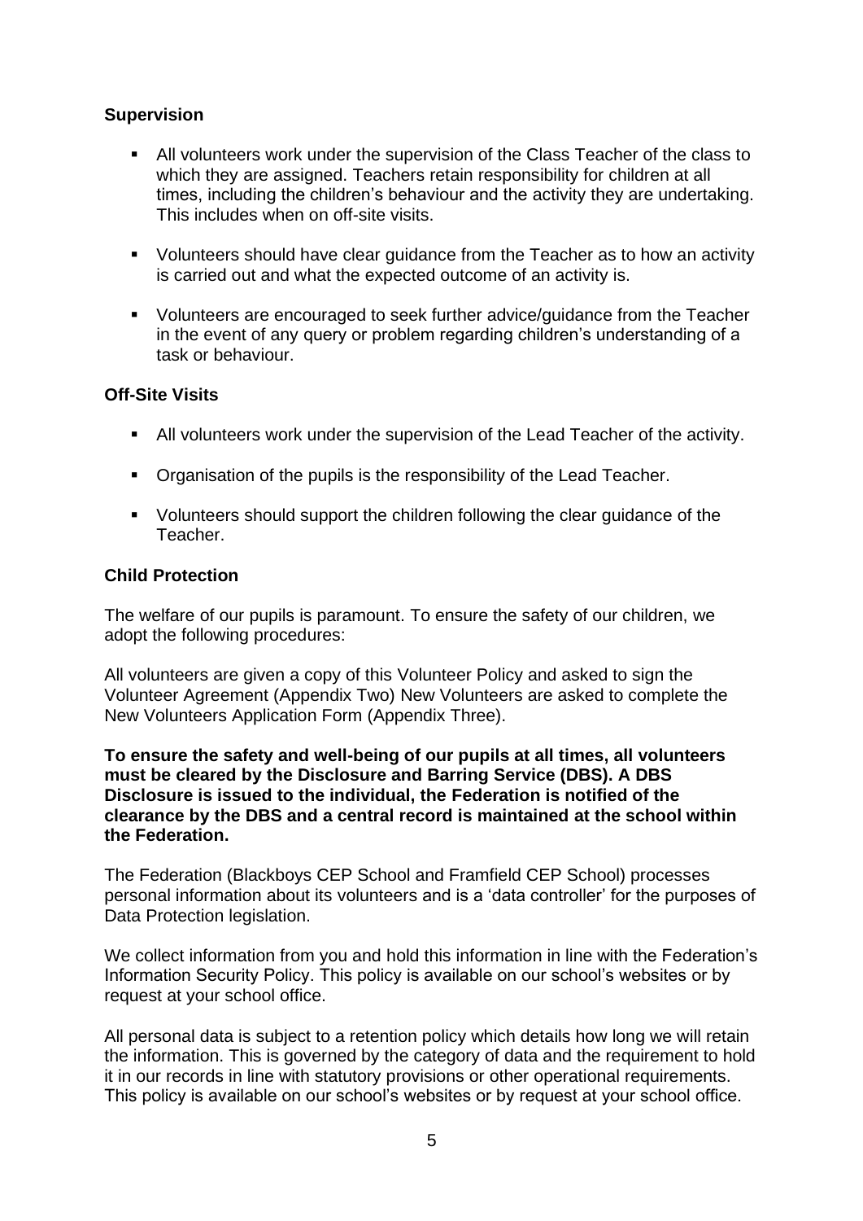**Supervision**

- All volunteers work under the supervision of the Class Teacher of the class to which they are assigned. Teachers retain responsibility for children at all times, including the children's behaviour and the activity they are undertaking. This includes when on off-site visits.
- Volunteers should have clear guidance from the Teacher as to how an activity is carried out and what the expected outcome of an activity is.
- Volunteers are encouraged to seek further advice/guidance from the Teacher in the event of any query or problem regarding children's understanding of a task or behaviour.

**Off-Site Visits**

- All volunteers work under the supervision of the Lead Teacher of the activity.
- Organisation of the pupils is the responsibility of the Lead Teacher.
- Volunteers should support the children following the clear guidance of the Teacher.

**Child Protection**

The welfare of our pupils is paramount. To ensure the safety of our children, we adopt the following procedures:

All volunteers are given a copy of this Volunteer Policy and asked to sign the Volunteer Agreement (Appendix Two) New Volunteers are asked to complete the New Volunteers Application Form (Appendix Three).

**To ensure the safety and well-being of our pupils at all times, all volunteers must be cleared by the Disclosure and Barring Service (DBS). A DBS Disclosure is issued to the individual, the Federation is notified of the clearance by the DBS and a central record is maintained at the school within the Federation.**

The Federation (Blackboys CEP School and Framfield CEP School) processes personal information about its volunteers and is a 'data controller' for the purposes of Data Protection legislation.

We collect information from you and hold this information in line with the Federation's Information Security Policy. This policy is available on our school's websites or by request at your school office.

All personal data is subject to a retention policy which details how long we will retain the information. This is governed by the category of data and the requirement to hold it in our records in line with statutory provisions or other operational requirements. This policy is available on our school's websites or by request at your school office.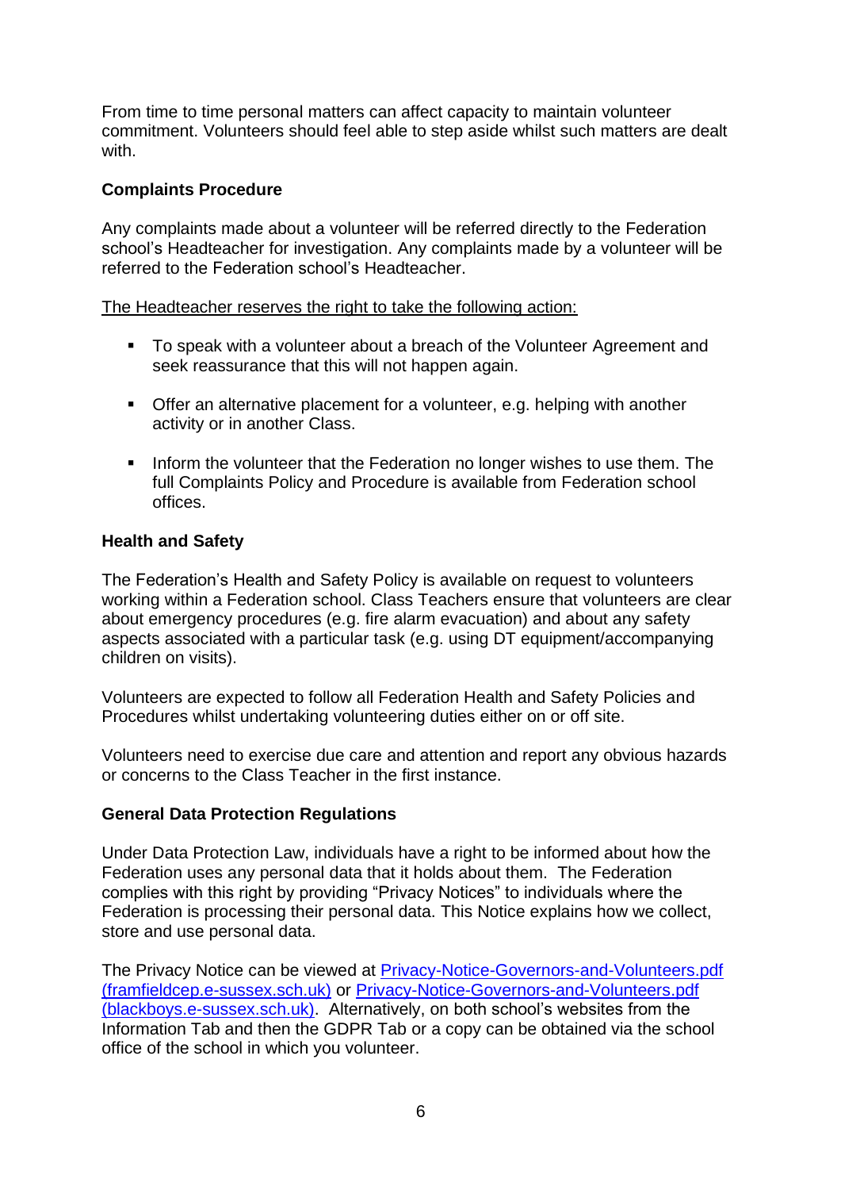From time to time personal matters can affect capacity to maintain volunteer commitment. Volunteers should feel able to step aside whilst such matters are dealt with.

**Complaints Procedure**

Any complaints made about a volunteer will be referred directly to the Federation school's Headteacher for investigation. Any complaints made by a volunteer will be referred to the Federation school's Headteacher.

<u>The Headteacher reserves the right to take the following action:</u>

- To speak with a volunteer about a breach of the Volunteer Agreement and seek reassurance that this will not happen again.
- Offer an alternative placement for a volunteer, e.g. helping with another activity or in another Class.
- Inform the volunteer that the Federation no longer wishes to use them. The full Complaints Policy and Procedure is available from Federation school offices.

**Health and Safety**

The Federation's Health and Safety Policy is available on request to volunteers working within a Federation school. Class Teachers ensure that volunteers are clear about emergency procedures (e.g. fire alarm evacuation) and about any safety aspects associated with a particular task (e.g. using DT equipment/accompanying children on visits).

Volunteers are expected to follow all Federation Health and Safety Policies and Procedures whilst undertaking volunteering duties either on or off site.

Volunteers need to exercise due care and attention and report any obvious hazards or concerns to the Class Teacher in the first instance.

**General Data Protection Regulations**

Under Data Protection Law, individuals have a right to be informed about how the Federation uses any personal data that it holds about them. The Federation complies with this right by providing "Privacy Notices" to individuals where the Federation is processing their personal data. This Notice explains how we collect, store and use personal data.

The Privacy Notice can be viewed at [Privacy-Notice-Governors-and-Volunteers.pdf (framfieldcep.e-sussex.sch.uk)]() or [Privacy-Notice-Governors-and-Volunteers.pdf (blackboys.e-sussex.sch.uk)](). Alternatively, on both school's websites from the Information Tab and then the GDPR Tab or a copy can be obtained via the school office of the school in which you volunteer.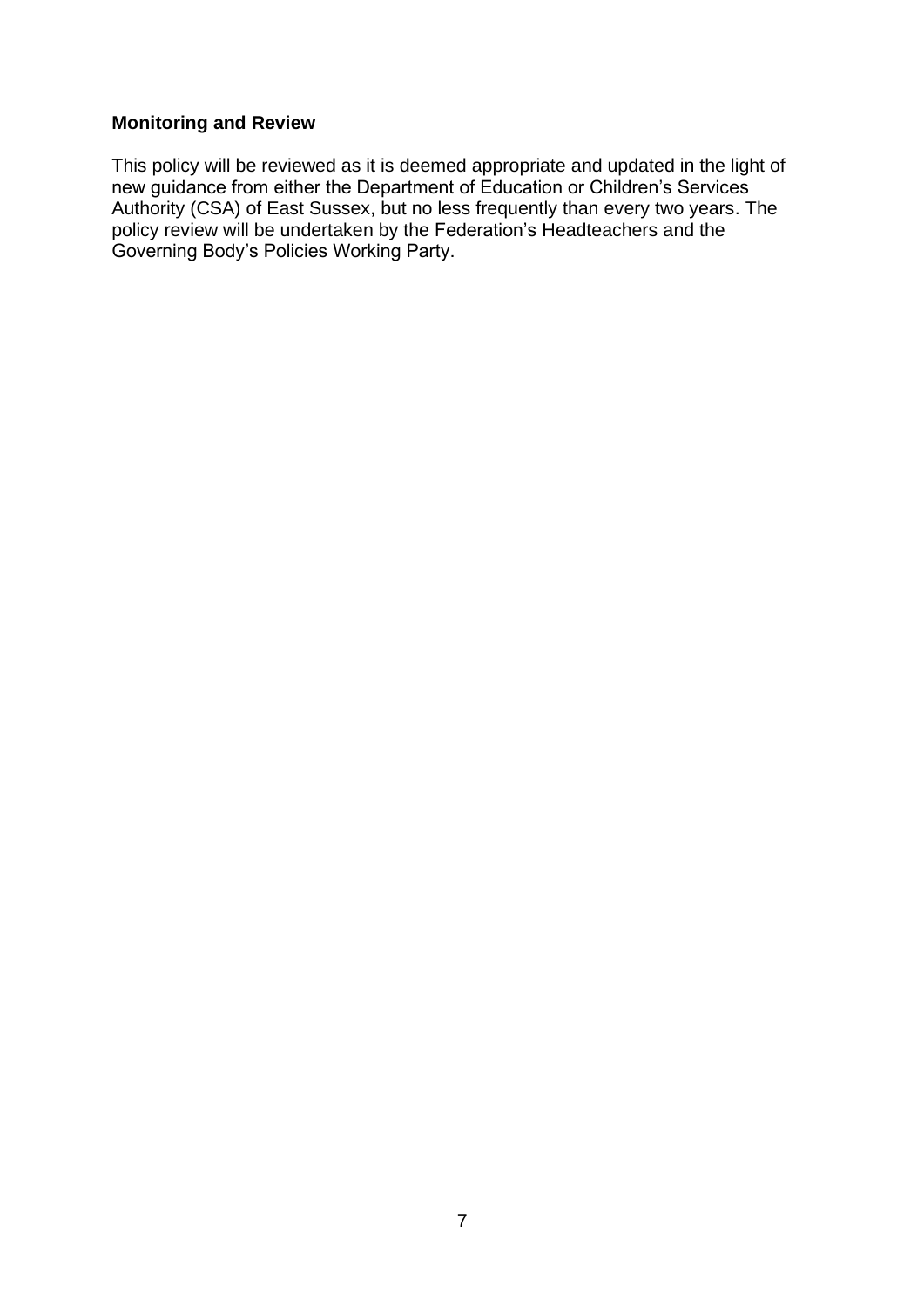## Monitoring and Review

This policy will be reviewed as it is deemed appropriate and updated in the light of new guidance from either the Department of Education or Children's Services Authority (CSA) of East Sussex, but no less frequently than every two years. The policy review will be undertaken by the Federation's Headteachers and the Governing Body's Policies Working Party.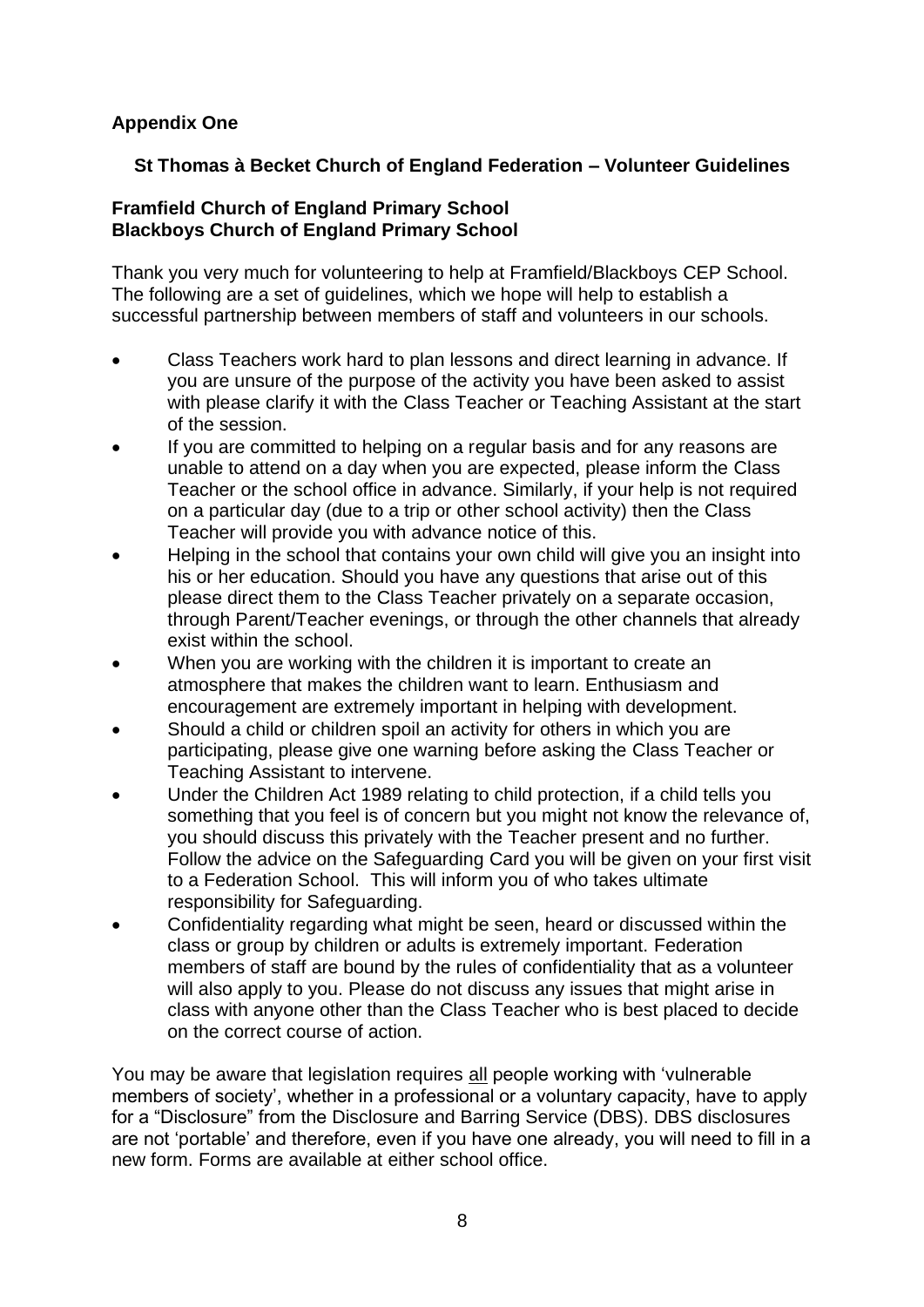**Appendix One**

**St Thomas à Becket Church of England Federation – Volunteer Guidelines**

**Framfield Church of England Primary School**
**Blackboys Church of England Primary School**

Thank you very much for volunteering to help at Framfield/Blackboys CEP School. The following are a set of guidelines, which we hope will help to establish a successful partnership between members of staff and volunteers in our schools.

- Class Teachers work hard to plan lessons and direct learning in advance. If you are unsure of the purpose of the activity you have been asked to assist with please clarify it with the Class Teacher or Teaching Assistant at the start of the session.
- If you are committed to helping on a regular basis and for any reasons are unable to attend on a day when you are expected, please inform the Class Teacher or the school office in advance. Similarly, if your help is not required on a particular day (due to a trip or other school activity) then the Class Teacher will provide you with advance notice of this.
- Helping in the school that contains your own child will give you an insight into his or her education. Should you have any questions that arise out of this please direct them to the Class Teacher privately on a separate occasion, through Parent/Teacher evenings, or through the other channels that already exist within the school.
- When you are working with the children it is important to create an atmosphere that makes the children want to learn. Enthusiasm and encouragement are extremely important in helping with development.
- Should a child or children spoil an activity for others in which you are participating, please give one warning before asking the Class Teacher or Teaching Assistant to intervene.
- Under the Children Act 1989 relating to child protection, if a child tells you something that you feel is of concern but you might not know the relevance of, you should discuss this privately with the Teacher present and no further. Follow the advice on the Safeguarding Card you will be given on your first visit to a Federation School. This will inform you of who takes ultimate responsibility for Safeguarding.
- Confidentiality regarding what might be seen, heard or discussed within the class or group by children or adults is extremely important. Federation members of staff are bound by the rules of confidentiality that as a volunteer will also apply to you. Please do not discuss any issues that might arise in class with anyone other than the Class Teacher who is best placed to decide on the correct course of action.

You may be aware that legislation requires <u>all</u> people working with 'vulnerable members of society', whether in a professional or a voluntary capacity, have to apply for a "Disclosure" from the Disclosure and Barring Service (DBS). DBS disclosures are not 'portable' and therefore, even if you have one already, you will need to fill in a new form. Forms are available at either school office.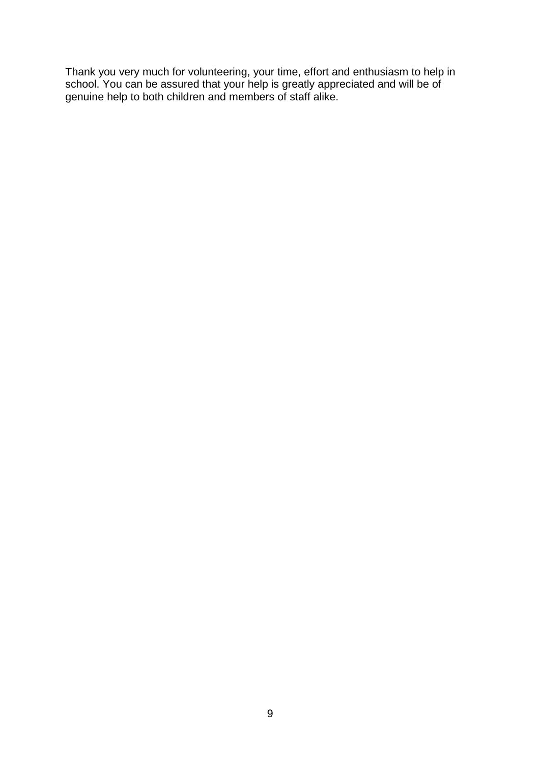Thank you very much for volunteering, your time, effort and enthusiasm to help in school. You can be assured that your help is greatly appreciated and will be of genuine help to both children and members of staff alike.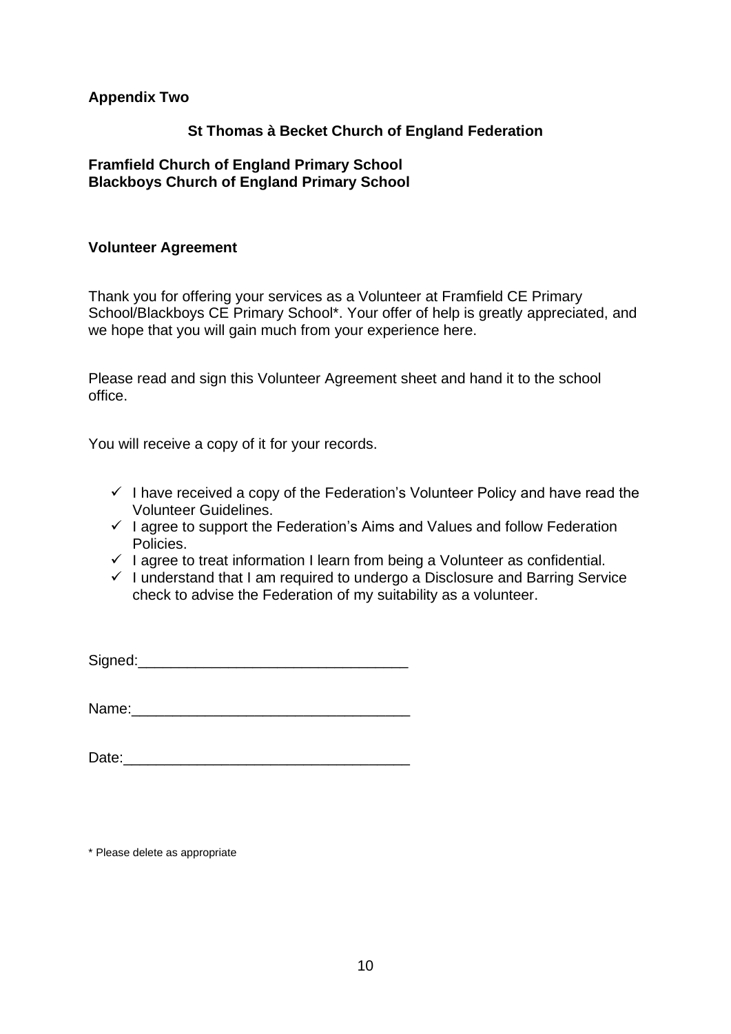**Appendix Two**

**St Thomas à Becket Church of England Federation**

**Framfield Church of England Primary School**
**Blackboys Church of England Primary School**

**Volunteer Agreement**

Thank you for offering your services as a Volunteer at Framfield CE Primary School/Blackboys CE Primary School*. Your offer of help is greatly appreciated, and we hope that you will gain much from your experience here.

Please read and sign this Volunteer Agreement sheet and hand it to the school office.

You will receive a copy of it for your records.

- ✓ I have received a copy of the Federation's Volunteer Policy and have read the Volunteer Guidelines.
- ✓ I agree to support the Federation's Aims and Values and follow Federation Policies.
- ✓ I agree to treat information I learn from being a Volunteer as confidential.
- ✓ I understand that I am required to undergo a Disclosure and Barring Service check to advise the Federation of my suitability as a volunteer.

Signed:_________________________________

Name:__________________________________

Date:___________________________________

* Please delete as appropriate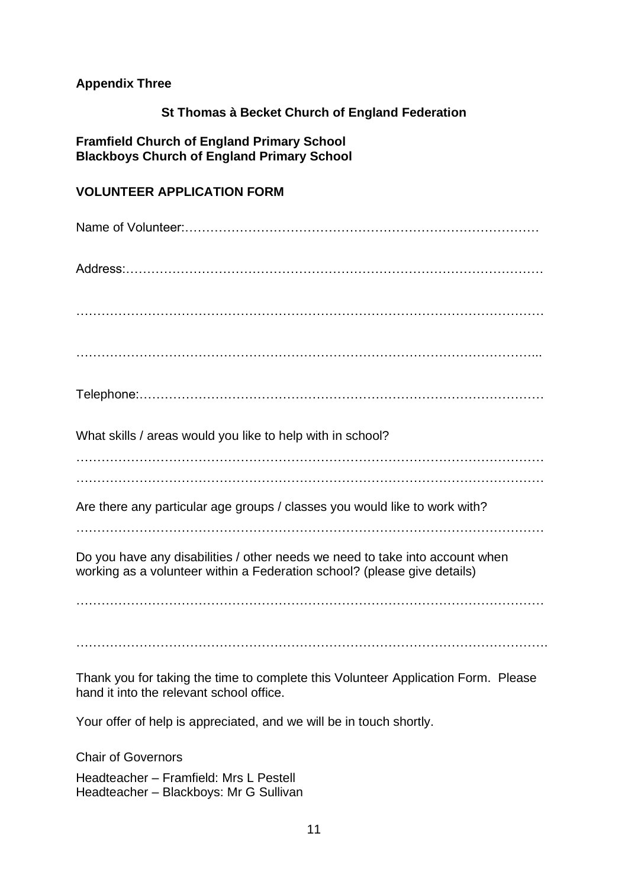**Appendix Three**

**St Thomas à Becket Church of England Federation**

**Framfield Church of England Primary School**
**Blackboys Church of England Primary School**

**VOLUNTEER APPLICATION FORM**

Name of Volunteer:…………………………………………………………………………

Address:………………………………………………………………………………………

……………………………………………………………………………………………………

…………………………………………………………………………………………………...

Telephone:……………………………………………………………………………………

What skills / areas would you like to help with in school?

……………………………………………………………………………………………………

……………………………………………………………………………………………………

Are there any particular age groups / classes you would like to work with?

……………………………………………………………………………………………………

Do you have any disabilities / other needs we need to take into account when working as a volunteer within a Federation school? (please give details)

……………………………………………………………………………………………………

……………………………………………………………………………………………………

Thank you for taking the time to complete this Volunteer Application Form. Please hand it into the relevant school office.

Your offer of help is appreciated, and we will be in touch shortly.

Chair of Governors

Headteacher – Framfield: Mrs L Pestell
Headteacher – Blackboys: Mr G Sullivan